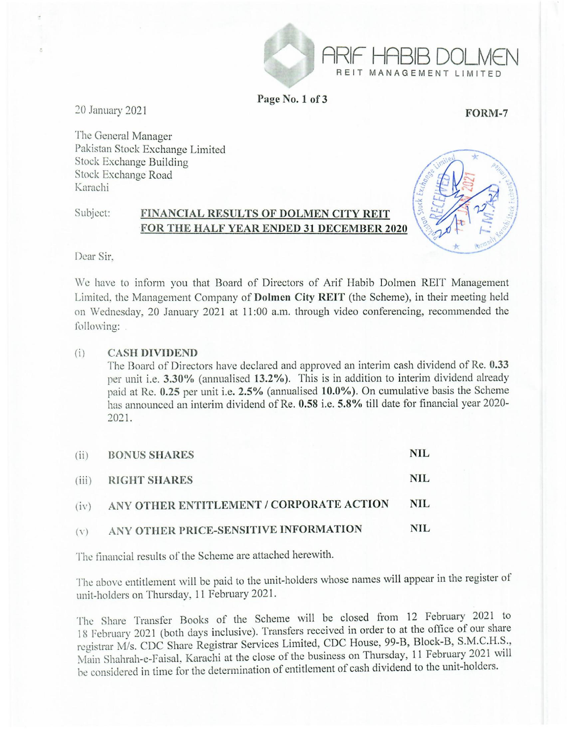ARIF HABIB DOLMEN
REIT MANAGEMENT LIMITED

20 January 2021

**FORM-7**

The General Manager
Pakistan Stock Exchange Limited
Stock Exchange Building
Stock Exchange Road
Karachi

Subject: **FINANCIAL RESULTS OF DOLMEN CITY REIT FOR THE HALF YEAR ENDED 31 DECEMBER 2020**

Dear Sir,

We have to inform you that Board of Directors of Arif Habib Dolmen REIT Management Limited, the Management Company of **Dolmen City REIT** (the Scheme), in their meeting held on Wednesday, 20 January 2021 at 11:00 a.m. through video conferencing, recommended the following:

(i) **CASH DIVIDEND**

The Board of Directors have declared and approved an interim cash dividend of Re. **0.33** per unit i.e. **3.30%** (annualised **13.2%**). This is in addition to interim dividend already paid at Re. **0.25** per unit i.e. **2.5%** (annualised **10.0%**). On cumulative basis the Scheme has announced an interim dividend of Re. **0.58** i.e. **5.8%** till date for financial year 2020-2021.

| | | |
|---|---|---|
| (ii) | **BONUS SHARES** | **NIL** |
| (iii) | **RIGHT SHARES** | **NIL** |
| (iv) | **ANY OTHER ENTITLEMENT / CORPORATE ACTION** | **NIL** |
| (v) | **ANY OTHER PRICE-SENSITIVE INFORMATION** | **NIL** |

The financial results of the Scheme are attached herewith.

The above entitlement will be paid to the unit-holders whose names will appear in the register of unit-holders on Thursday, 11 February 2021.

The Share Transfer Books of the Scheme will be closed from 12 February 2021 to 18 February 2021 (both days inclusive). Transfers received in order to at the office of our share registrar M/s. CDC Share Registrar Services Limited, CDC House, 99-B, Block-B, S.M.C.H.S., Main Shahrah-e-Faisal, Karachi at the close of the business on Thursday, 11 February 2021 will be considered in time for the determination of entitlement of cash dividend to the unit-holders.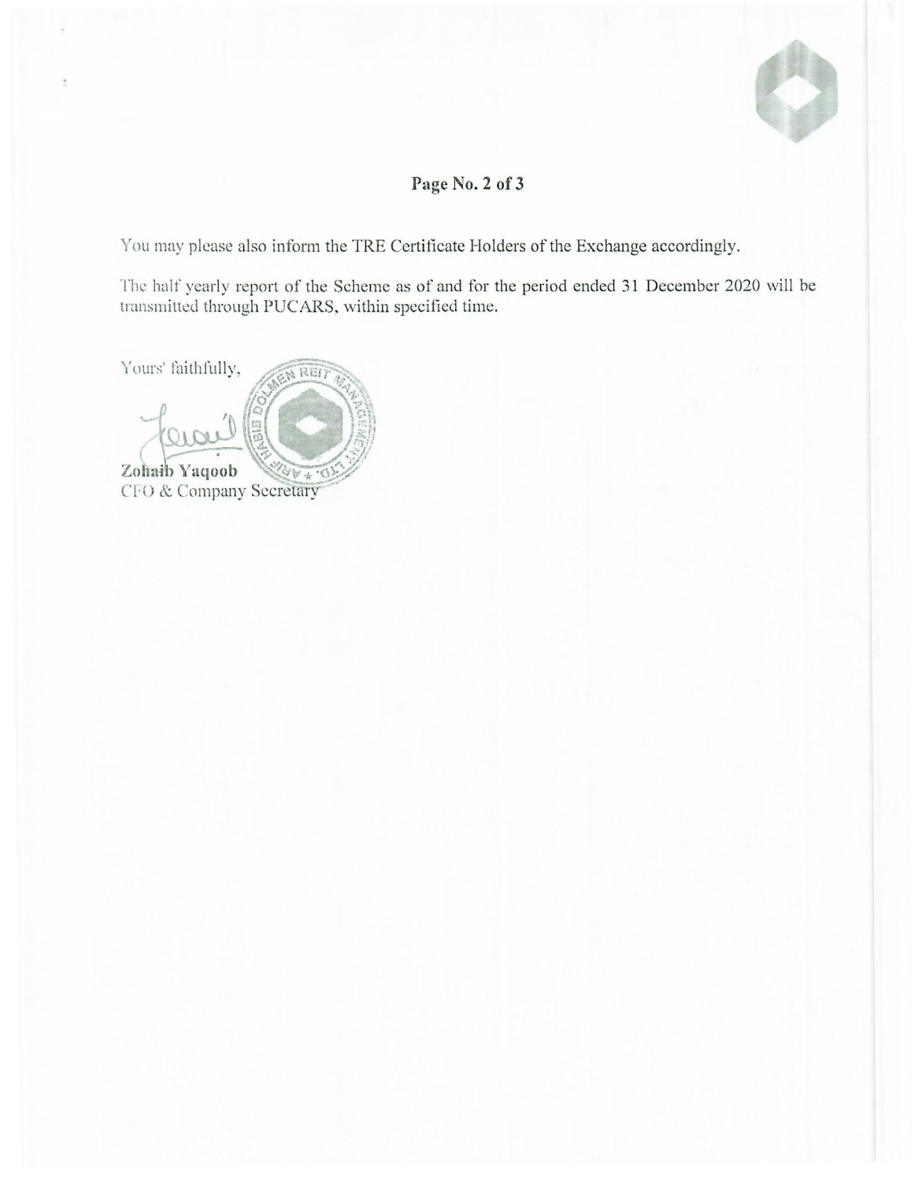You may please also inform the TRE Certificate Holders of the Exchange accordingly.

The half yearly report of the Scheme as of and for the period ended 31 December 2020 will be transmitted through PUCARS, within specified time.

Yours' faithfully,

**Zohaib Yaqoob**
CFO & Company Secretary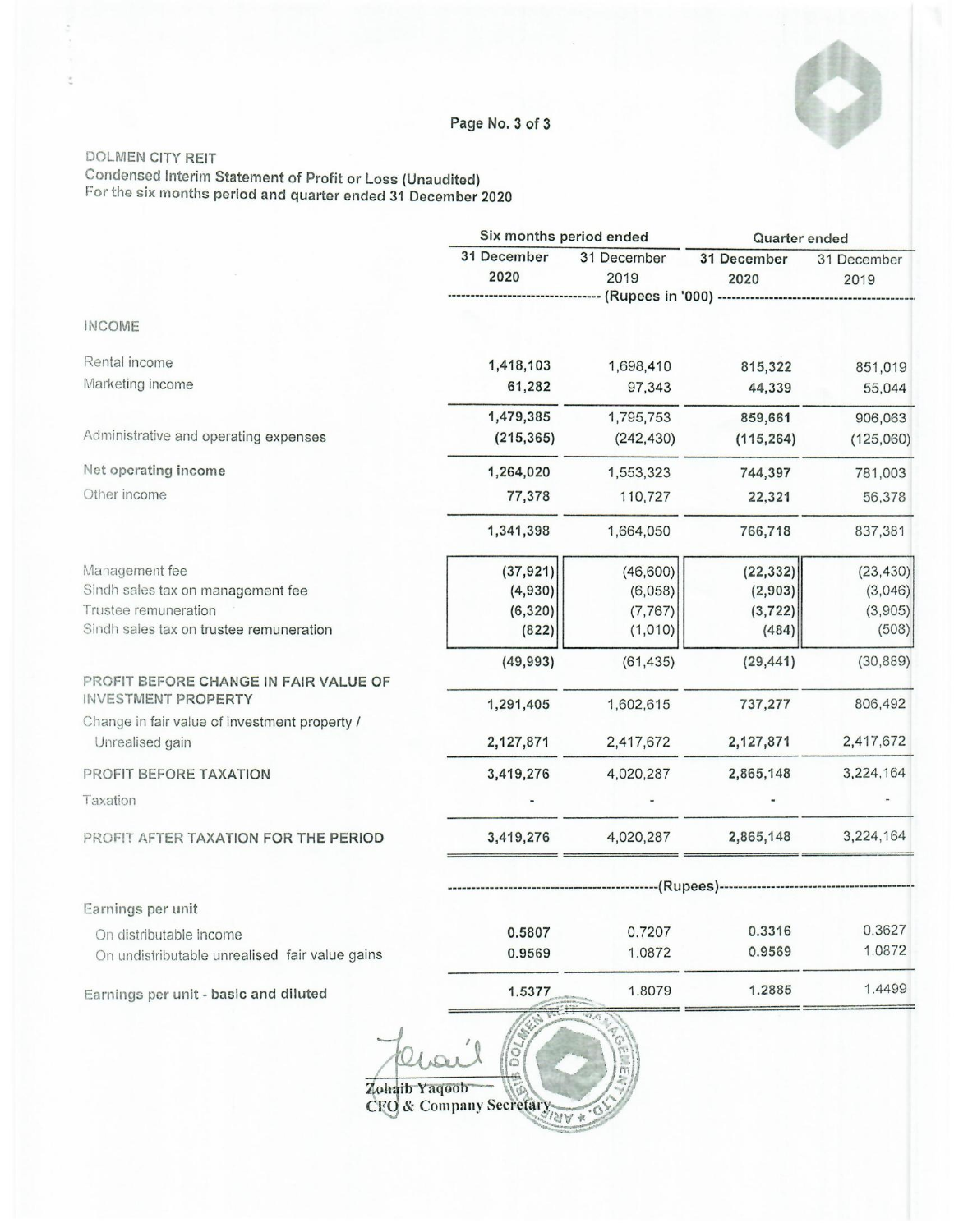DOLMEN CITY REIT

Condensed Interim Statement of Profit or Loss (Unaudited)

For the six months period and quarter ended 31 December 2020

| | Six months period ended | | Quarter ended | |
|---|---|---|---|---|
| | 31 December 2020 | 31 December 2019 | 31 December 2020 | 31 December 2019 |
| | (Rupees in '000) | | | |
| **INCOME** | | | | |
| Rental income | 1,418,103 | 1,698,410 | 815,322 | 851,019 |
| Marketing income | 61,282 | 97,343 | 44,339 | 55,044 |
| | 1,479,385 | 1,795,753 | 859,661 | 906,063 |
| Administrative and operating expenses | (215,365) | (242,430) | (115,264) | (125,060) |
| Net operating income | 1,264,020 | 1,553,323 | 744,397 | 781,003 |
| Other income | 77,378 | 110,727 | 22,321 | 56,378 |
| | 1,341,398 | 1,664,050 | 766,718 | 837,381 |
| Management fee | (37,921) | (46,600) | (22,332) | (23,430) |
| Sindh sales tax on management fee | (4,930) | (6,058) | (2,903) | (3,046) |
| Trustee remuneration | (6,320) | (7,767) | (3,722) | (3,905) |
| Sindh sales tax on trustee remuneration | (822) | (1,010) | (484) | (508) |
| | (49,993) | (61,435) | (29,441) | (30,889) |
| PROFIT BEFORE CHANGE IN FAIR VALUE OF INVESTMENT PROPERTY | 1,291,405 | 1,602,615 | 737,277 | 806,492 |
| Change in fair value of investment property / Unrealised gain | 2,127,871 | 2,417,672 | 2,127,871 | 2,417,672 |
| PROFIT BEFORE TAXATION | 3,419,276 | 4,020,287 | 2,865,148 | 3,224,164 |
| Taxation | - | - | - | - |
| PROFIT AFTER TAXATION FOR THE PERIOD | 3,419,276 | 4,020,287 | 2,865,148 | 3,224,164 |
| | (Rupees) | | | |
| Earnings per unit | | | | |
| On distributable income | 0.5807 | 0.7207 | 0.3316 | 0.3627 |
| On undistributable unrealised fair value gains | 0.9569 | 1.0872 | 0.9569 | 1.0872 |
| Earnings per unit - basic and diluted | 1.5377 | 1.8079 | 1.2885 | 1.4499 |

Zohaib Yaqoob
CFO & Company Secretary